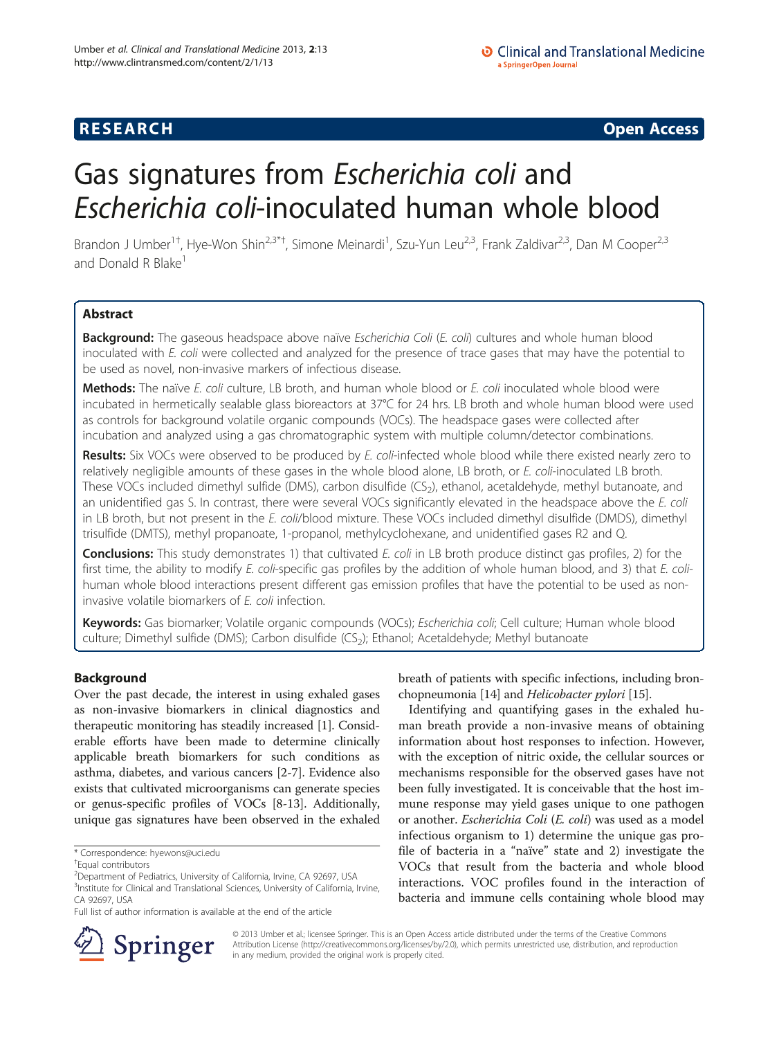**RESEARCH** **Open Access**

# Gas signatures from *Escherichia coli* and *Escherichia coli*-inoculated human whole blood

Brandon J Umber[1†], Hye-Won Shin[2,3*†], Simone Meinardi[1], Szu-Yun Leu[2,3], Frank Zaldivar[2,3], Dan M Cooper[2,3] and Donald R Blake[1]

## Abstract

**Background:** The gaseous headspace above naïve *Escherichia Coli* (*E. coli*) cultures and whole human blood inoculated with *E. coli* were collected and analyzed for the presence of trace gases that may have the potential to be used as novel, non-invasive markers of infectious disease.

**Methods:** The naïve *E. coli* culture, LB broth, and human whole blood or *E. coli* inoculated whole blood were incubated in hermetically sealable glass bioreactors at 37°C for 24 hrs. LB broth and whole human blood were used as controls for background volatile organic compounds (VOCs). The headspace gases were collected after incubation and analyzed using a gas chromatographic system with multiple column/detector combinations.

**Results:** Six VOCs were observed to be produced by *E. coli*-infected whole blood while there existed nearly zero to relatively negligible amounts of these gases in the whole blood alone, LB broth, or *E. coli*-inoculated LB broth. These VOCs included dimethyl sulfide (DMS), carbon disulfide ($CS_2$), ethanol, acetaldehyde, methyl butanoate, and an unidentified gas S. In contrast, there were several VOCs significantly elevated in the headspace above the *E. coli* in LB broth, but not present in the *E. coli*/blood mixture. These VOCs included dimethyl disulfide (DMDS), dimethyl trisulfide (DMTS), methyl propanoate, 1-propanol, methylcyclohexane, and unidentified gases R2 and Q.

**Conclusions:** This study demonstrates 1) that cultivated *E. coli* in LB broth produce distinct gas profiles, 2) for the first time, the ability to modify *E. coli*-specific gas profiles by the addition of whole human blood, and 3) that *E. coli*-human whole blood interactions present different gas emission profiles that have the potential to be used as non-invasive volatile biomarkers of *E. coli* infection.

**Keywords:** Gas biomarker; Volatile organic compounds (VOCs); *Escherichia coli*; Cell culture; Human whole blood culture; Dimethyl sulfide (DMS); Carbon disulfide ($CS_2$); Ethanol; Acetaldehyde; Methyl butanoate

## Background

Over the past decade, the interest in using exhaled gases as non-invasive biomarkers in clinical diagnostics and therapeutic monitoring has steadily increased [1]. Considerable efforts have been made to determine clinically applicable breath biomarkers for such conditions as asthma, diabetes, and various cancers [2-7]. Evidence also exists that cultivated microorganisms can generate species or genus-specific profiles of VOCs [8-13]. Additionally, unique gas signatures have been observed in the exhaled breath of patients with specific infections, including bronchopneumonia [14] and *Helicobacter pylori* [15].

Identifying and quantifying gases in the exhaled human breath provide a non-invasive means of obtaining information about host responses to infection. However, with the exception of nitric oxide, the cellular sources or mechanisms responsible for the observed gases have not been fully investigated. It is conceivable that the host immune response may yield gases unique to one pathogen or another. *Escherichia Coli* (*E. coli*) was used as a model infectious organism to 1) determine the unique gas profile of bacteria in a "naïve" state and 2) investigate the VOCs that result from the bacteria and whole blood interactions. VOC profiles found in the interaction of bacteria and immune cells containing whole blood may

\* Correspondence: hyewons@uci.edu
†Equal contributors
[2]Department of Pediatrics, University of California, Irvine, CA 92697, USA
[3]Institute for Clinical and Translational Sciences, University of California, Irvine, CA 92697, USA
Full list of author information is available at the end of the article

© 2013 Umber et al.; licensee Springer. This is an Open Access article distributed under the terms of the Creative Commons Attribution License (http://creativecommons.org/licenses/by/2.0), which permits unrestricted use, distribution, and reproduction in any medium, provided the original work is properly cited.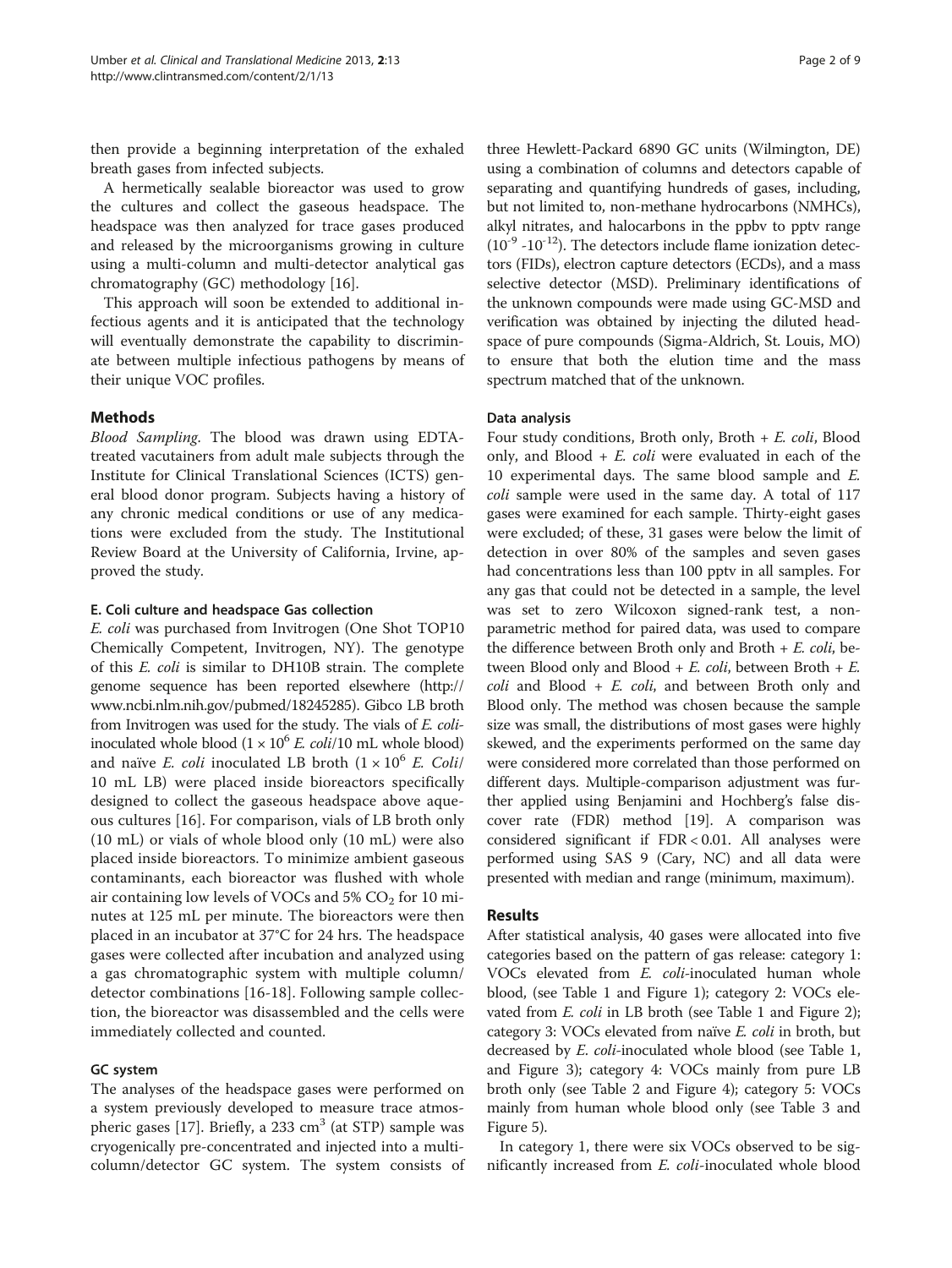then provide a beginning interpretation of the exhaled breath gases from infected subjects.

A hermetically sealable bioreactor was used to grow the cultures and collect the gaseous headspace. The headspace was then analyzed for trace gases produced and released by the microorganisms growing in culture using a multi-column and multi-detector analytical gas chromatography (GC) methodology [16].

This approach will soon be extended to additional infectious agents and it is anticipated that the technology will eventually demonstrate the capability to discriminate between multiple infectious pathogens by means of their unique VOC profiles.

## Methods

*Blood Sampling.* The blood was drawn using EDTA-treated vacutainers from adult male subjects through the Institute for Clinical Translational Sciences (ICTS) general blood donor program. Subjects having a history of any chronic medical conditions or use of any medications were excluded from the study. The Institutional Review Board at the University of California, Irvine, approved the study.

### E. Coli culture and headspace Gas collection

*E. coli* was purchased from Invitrogen (One Shot TOP10 Chemically Competent, Invitrogen, NY). The genotype of this *E. coli* is similar to DH10B strain. The complete genome sequence has been reported elsewhere (http://www.ncbi.nlm.nih.gov/pubmed/18245285). Gibco LB broth from Invitrogen was used for the study. The vials of *E. coli*-inoculated whole blood ($1 \times 10^6$ *E. coli*/10 mL whole blood) and naïve *E. coli* inoculated LB broth ($1 \times 10^6$ *E. Coli*/10 mL LB) were placed inside bioreactors specifically designed to collect the gaseous headspace above aqueous cultures [16]. For comparison, vials of LB broth only (10 mL) or vials of whole blood only (10 mL) were also placed inside bioreactors. To minimize ambient gaseous contaminants, each bioreactor was flushed with whole air containing low levels of VOCs and 5% $CO_2$ for 10 minutes at 125 mL per minute. The bioreactors were then placed in an incubator at 37°C for 24 hrs. The headspace gases were collected after incubation and analyzed using a gas chromatographic system with multiple column/detector combinations [16-18]. Following sample collection, the bioreactor was disassembled and the cells were immediately collected and counted.

### GC system

The analyses of the headspace gases were performed on a system previously developed to measure trace atmospheric gases [17]. Briefly, a 233 $cm^3$ (at STP) sample was cryogenically pre-concentrated and injected into a multi-column/detector GC system. The system consists of three Hewlett-Packard 6890 GC units (Wilmington, DE) using a combination of columns and detectors capable of separating and quantifying hundreds of gases, including, but not limited to, non-methane hydrocarbons (NMHCs), alkyl nitrates, and halocarbons in the ppbv to pptv range ($10^{-9}$ -$10^{-12}$). The detectors include flame ionization detectors (FIDs), electron capture detectors (ECDs), and a mass selective detector (MSD). Preliminary identifications of the unknown compounds were made using GC-MSD and verification was obtained by injecting the diluted headspace of pure compounds (Sigma-Aldrich, St. Louis, MO) to ensure that both the elution time and the mass spectrum matched that of the unknown.

### Data analysis

Four study conditions, Broth only, Broth + *E. coli*, Blood only, and Blood + *E. coli* were evaluated in each of the 10 experimental days. The same blood sample and *E. coli* sample were used in the same day. A total of 117 gases were examined for each sample. Thirty-eight gases were excluded; of these, 31 gases were below the limit of detection in over 80% of the samples and seven gases had concentrations less than 100 pptv in all samples. For any gas that could not be detected in a sample, the level was set to zero Wilcoxon signed-rank test, a nonparametric method for paired data, was used to compare the difference between Broth only and Broth + *E. coli*, between Blood only and Blood + *E. coli*, between Broth + *E. coli* and Blood + *E. coli*, and between Broth only and Blood only. The method was chosen because the sample size was small, the distributions of most gases were highly skewed, and the experiments performed on the same day were considered more correlated than those performed on different days. Multiple-comparison adjustment was further applied using Benjamini and Hochberg's false discover rate (FDR) method [19]. A comparison was considered significant if FDR < 0.01. All analyses were performed using SAS 9 (Cary, NC) and all data were presented with median and range (minimum, maximum).

## Results

After statistical analysis, 40 gases were allocated into five categories based on the pattern of gas release: category 1: VOCs elevated from *E. coli*-inoculated human whole blood, (see Table 1 and Figure 1); category 2: VOCs elevated from *E. coli* in LB broth (see Table 1 and Figure 2); category 3: VOCs elevated from naïve *E. coli* in broth, but decreased by *E. coli*-inoculated whole blood (see Table 1, and Figure 3); category 4: VOCs mainly from pure LB broth only (see Table 2 and Figure 4); category 5: VOCs mainly from human whole blood only (see Table 3 and Figure 5).

In category 1, there were six VOCs observed to be significantly increased from *E. coli*-inoculated whole blood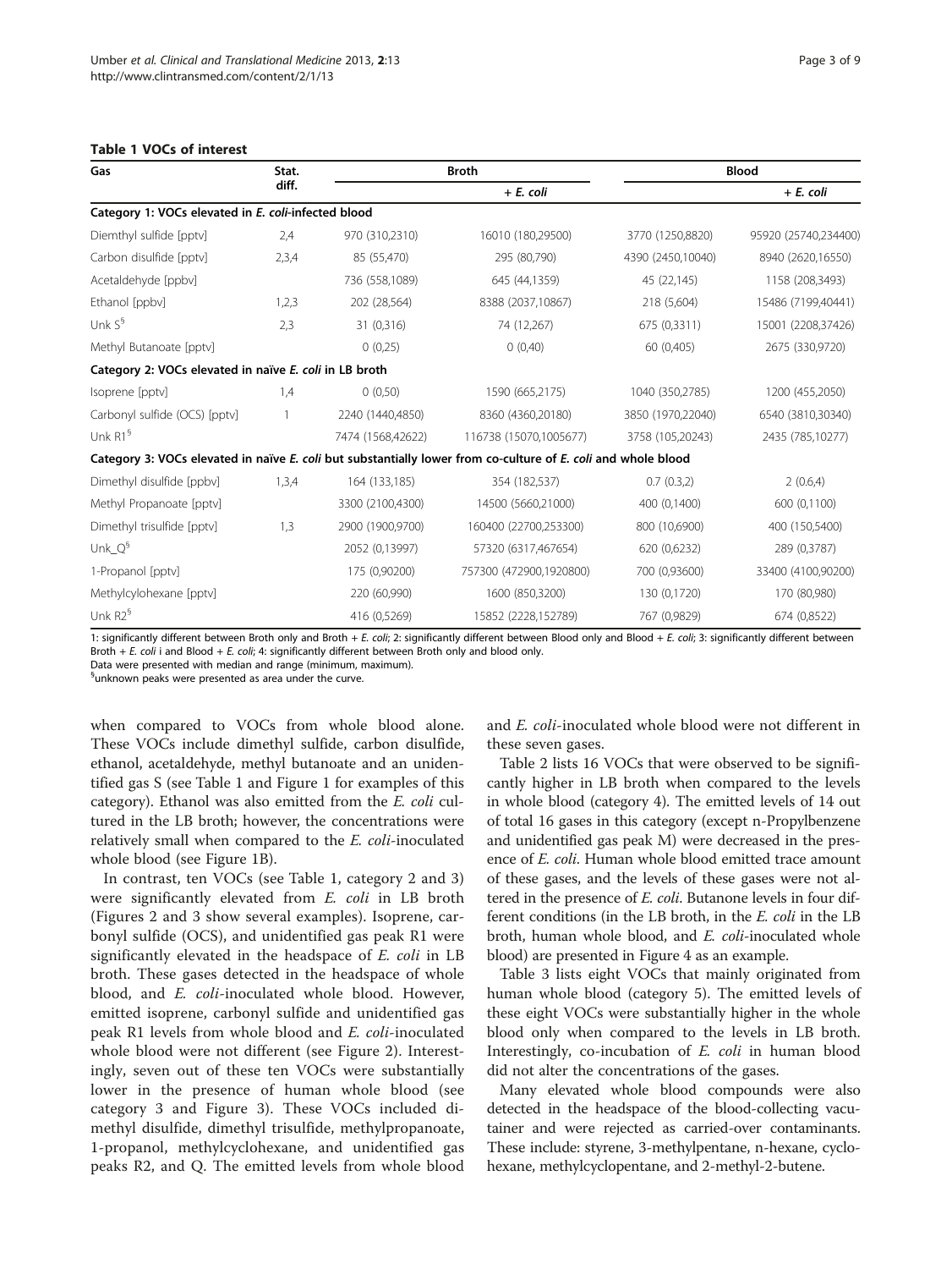**Table 1 VOCs of interest**

| Gas | Stat. diff. | Broth | | Blood | |
|---|---|---|---|---|---|
| | | | + *E. coli* | | + *E. coli* |
| **Category 1: VOCs elevated in *E. coli*-infected blood** | | | | | |
| Diemthyl sulfide [pptv] | 2,4 | 970 (310,2310) | 16010 (180,29500) | 3770 (1250,8820) | 95920 (25740,234400) |
| Carbon disulfide [pptv] | 2,3,4 | 85 (55,470) | 295 (80,790) | 4390 (2450,10040) | 8940 (2620,16550) |
| Acetaldehyde [ppbv] | | 736 (558,1089) | 645 (44,1359) | 45 (22,145) | 1158 (208,3493) |
| Ethanol [ppbv] | 1,2,3 | 202 (28,564) | 8388 (2037,10867) | 218 (5,604) | 15486 (7199,40441) |
| Unk S[§] | 2,3 | 31 (0,316) | 74 (12,267) | 675 (0,3311) | 15001 (2208,37426) |
| Methyl Butanoate [pptv] | | 0 (0,25) | 0 (0,40) | 60 (0,405) | 2675 (330,9720) |
| **Category 2: VOCs elevated in naïve *E. coli* in LB broth** | | | | | |
| Isoprene [pptv] | 1,4 | 0 (0,50) | 1590 (665,2175) | 1040 (350,2785) | 1200 (455,2050) |
| Carbonyl sulfide (OCS) [pptv] | 1 | 2240 (1440,4850) | 8360 (4360,20180) | 3850 (1970,22040) | 6540 (3810,30340) |
| Unk R1[§] | | 7474 (1568,42622) | 116738 (15070,1005677) | 3758 (105,20243) | 2435 (785,10277) |
| **Category 3: VOCs elevated in naïve *E. coli* but substantially lower from co-culture of *E. coli* and whole blood** | | | | | |
| Dimethyl disulfide [ppbv] | 1,3,4 | 164 (133,185) | 354 (182,537) | 0.7 (0.3,2) | 2 (0.6,4) |
| Methyl Propanoate [pptv] | | 3300 (2100,4300) | 14500 (5660,21000) | 400 (0,1400) | 600 (0,1100) |
| Dimethyl trisulfide [pptv] | 1,3 | 2900 (1900,9700) | 160400 (22700,253300) | 800 (10,6900) | 400 (150,5400) |
| Unk_Q[§] | | 2052 (0,13997) | 57320 (6317,467654) | 620 (0,6232) | 289 (0,3787) |
| 1-Propanol [pptv] | | 175 (0,90200) | 757300 (472900,1920800) | 700 (0,93600) | 33400 (4100,90200) |
| Methylcylohexane [pptv] | | 220 (60,990) | 1600 (850,3200) | 130 (0,1720) | 170 (80,980) |
| Unk R2[§] | | 416 (0,5269) | 15852 (2228,152789) | 767 (0,9829) | 674 (0,8522) |

1: significantly different between Broth only and Broth + *E. coli*; 2: significantly different between Blood only and Blood + *E. coli*; 3: significantly different between Broth + *E. coli* i and Blood + *E. coli*; 4: significantly different between Broth only and blood only.
Data were presented with median and range (minimum, maximum).
[§]unknown peaks were presented as area under the curve.

when compared to VOCs from whole blood alone. These VOCs include dimethyl sulfide, carbon disulfide, ethanol, acetaldehyde, methyl butanoate and an unidentified gas S (see Table 1 and Figure 1 for examples of this category). Ethanol was also emitted from the *E. coli* cultured in the LB broth; however, the concentrations were relatively small when compared to the *E. coli*-inoculated whole blood (see Figure 1B).

In contrast, ten VOCs (see Table 1, category 2 and 3) were significantly elevated from *E. coli* in LB broth (Figures 2 and 3 show several examples). Isoprene, carbonyl sulfide (OCS), and unidentified gas peak R1 were significantly elevated in the headspace of *E. coli* in LB broth. These gases detected in the headspace of whole blood, and *E. coli*-inoculated whole blood. However, emitted isoprene, carbonyl sulfide and unidentified gas peak R1 levels from whole blood and *E. coli*-inoculated whole blood were not different (see Figure 2). Interestingly, seven out of these ten VOCs were substantially lower in the presence of human whole blood (see category 3 and Figure 3). These VOCs included dimethyl disulfide, dimethyl trisulfide, methylpropanoate, 1-propanol, methylcyclohexane, and unidentified gas peaks R2, and Q. The emitted levels from whole blood and *E. coli*-inoculated whole blood were not different in these seven gases.

Table 2 lists 16 VOCs that were observed to be significantly higher in LB broth when compared to the levels in whole blood (category 4). The emitted levels of 14 out of total 16 gases in this category (except n-Propylbenzene and unidentified gas peak M) were decreased in the presence of *E. coli*. Human whole blood emitted trace amount of these gases, and the levels of these gases were not altered in the presence of *E. coli*. Butanone levels in four different conditions (in the LB broth, in the *E. coli* in the LB broth, human whole blood, and *E. coli*-inoculated whole blood) are presented in Figure 4 as an example.

Table 3 lists eight VOCs that mainly originated from human whole blood (category 5). The emitted levels of these eight VOCs were substantially higher in the whole blood only when compared to the levels in LB broth. Interestingly, co-incubation of *E. coli* in human blood did not alter the concentrations of the gases.

Many elevated whole blood compounds were also detected in the headspace of the blood-collecting vacutainer and were rejected as carried-over contaminants. These include: styrene, 3-methylpentane, n-hexane, cyclohexane, methylcyclopentane, and 2-methyl-2-butene.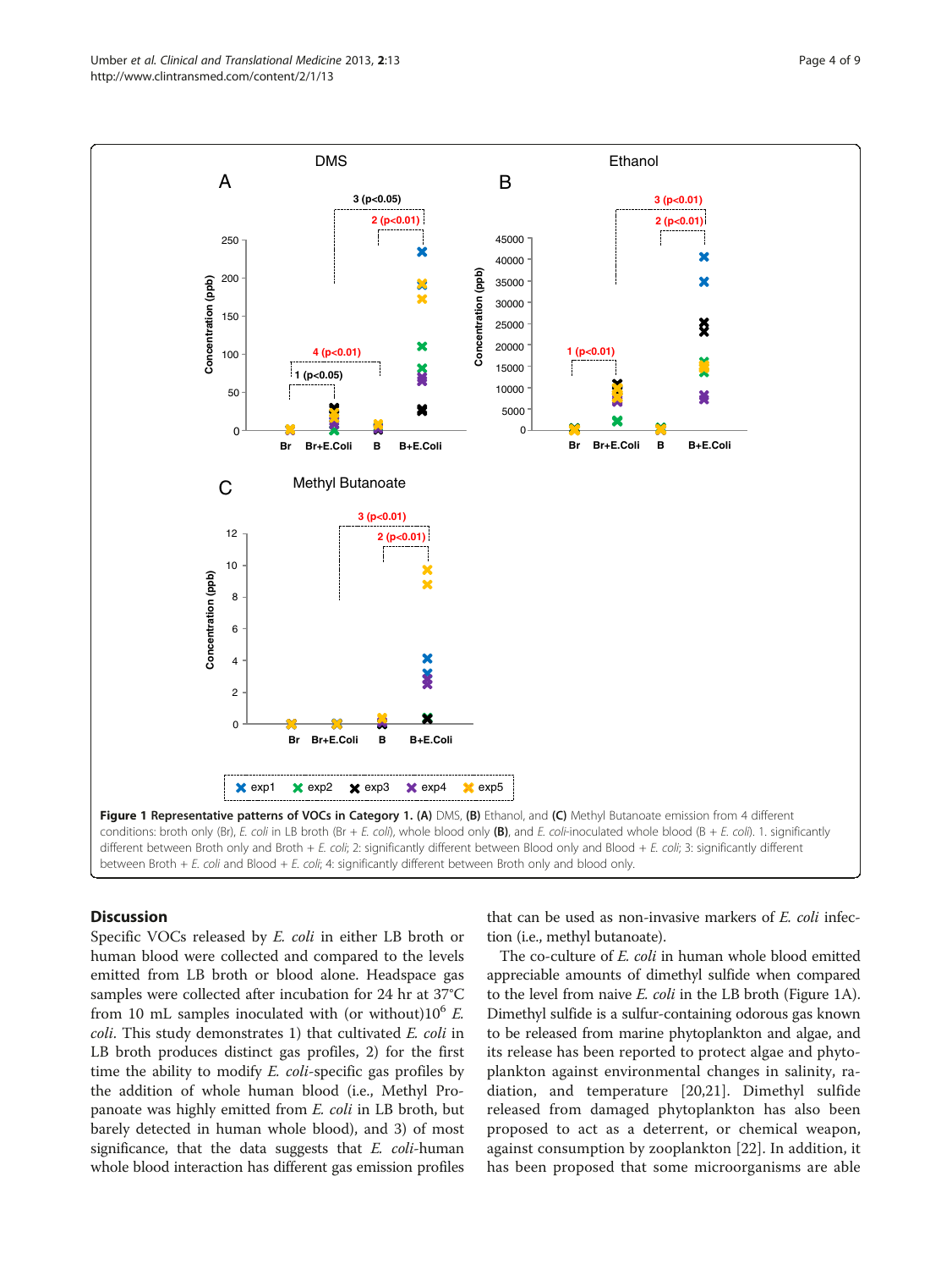**Figure 1 Representative patterns of VOCs in Category 1. (A)** DMS, **(B)** Ethanol, and **(C)** Methyl Butanoate emission from 4 different conditions: broth only (Br), *E. coli* in LB broth (Br + *E. coli*), whole blood only **(B)**, and *E. coli*-inoculated whole blood (B + *E. coli*). 1. significantly different between Broth only and Broth + *E. coli*; 2: significantly different between Blood only and Blood + *E. coli*; 3: significantly different between Broth + *E. coli* and Blood + *E. coli*; 4: significantly different between Broth only and blood only.

## Discussion

Specific VOCs released by *E. coli* in either LB broth or human blood were collected and compared to the levels emitted from LB broth or blood alone. Headspace gas samples were collected after incubation for 24 hr at 37°C from 10 mL samples inoculated with (or without)$10^6$ *E. coli*. This study demonstrates 1) that cultivated *E. coli* in LB broth produces distinct gas profiles, 2) for the first time the ability to modify *E. coli*-specific gas profiles by the addition of whole human blood (i.e., Methyl Propanoate was highly emitted from *E. coli* in LB broth, but barely detected in human whole blood), and 3) of most significance, that the data suggests that *E. coli*-human whole blood interaction has different gas emission profiles that can be used as non-invasive markers of *E. coli* infection (i.e., methyl butanoate).

The co-culture of *E. coli* in human whole blood emitted appreciable amounts of dimethyl sulfide when compared to the level from naive *E. coli* in the LB broth (Figure 1A). Dimethyl sulfide is a sulfur-containing odorous gas known to be released from marine phytoplankton and algae, and its release has been reported to protect algae and phytoplankton against environmental changes in salinity, radiation, and temperature [20,21]. Dimethyl sulfide released from damaged phytoplankton has also been proposed to act as a deterrent, or chemical weapon, against consumption by zooplankton [22]. In addition, it has been proposed that some microorganisms are able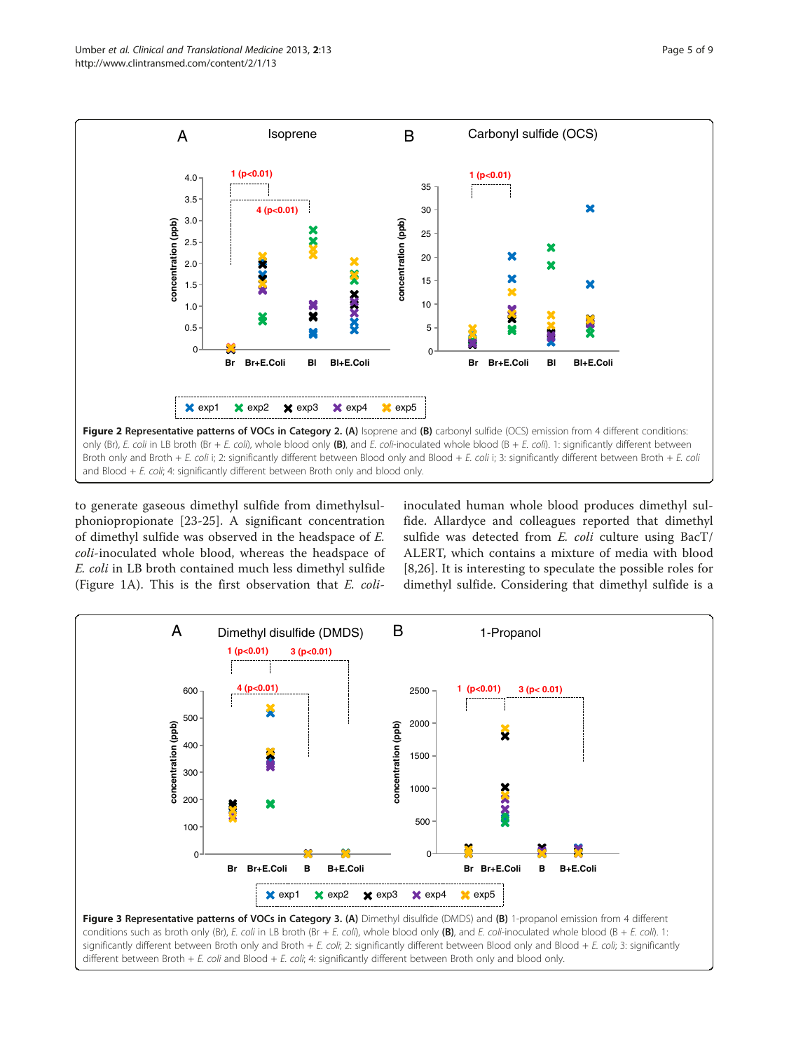**Figure 2 Representative patterns of VOCs in Category 2. (A)** Isoprene and **(B)** carbonyl sulfide (OCS) emission from 4 different conditions: only (Br), *E. coli* in LB broth (Br + *E. coli*), whole blood only **(B)**, and *E. coli*-inoculated whole blood (B + *E. coli*). 1: significantly different between Broth only and Broth + *E. coli* i; 2: significantly different between Blood only and Blood + *E. coli* i; 3: significantly different between Broth + *E. coli* and Blood + *E. coli*; 4: significantly different between Broth only and blood only.

to generate gaseous dimethyl sulfide from dimethylsulphoniopropionate [23-25]. A significant concentration of dimethyl sulfide was observed in the headspace of *E. coli*-inoculated whole blood, whereas the headspace of *E. coli* in LB broth contained much less dimethyl sulfide (Figure 1A). This is the first observation that *E. coli*-inoculated human whole blood produces dimethyl sulfide. Allardyce and colleagues reported that dimethyl sulfide was detected from *E. coli* culture using BacT/ALERT, which contains a mixture of media with blood [8,26]. It is interesting to speculate the possible roles for dimethyl sulfide. Considering that dimethyl sulfide is a

**Figure 3 Representative patterns of VOCs in Category 3. (A)** Dimethyl disulfide (DMDS) and **(B)** 1-propanol emission from 4 different conditions such as broth only (Br), *E. coli* in LB broth (Br + *E. coli*), whole blood only **(B)**, and *E. coli*-inoculated whole blood (B + *E. coli*). 1: significantly different between Broth only and Broth + *E. coli*; 2: significantly different between Blood only and Blood + *E. coli*; 3: significantly different between Broth + *E. coli* and Blood + *E. coli*; 4: significantly different between Broth only and blood only.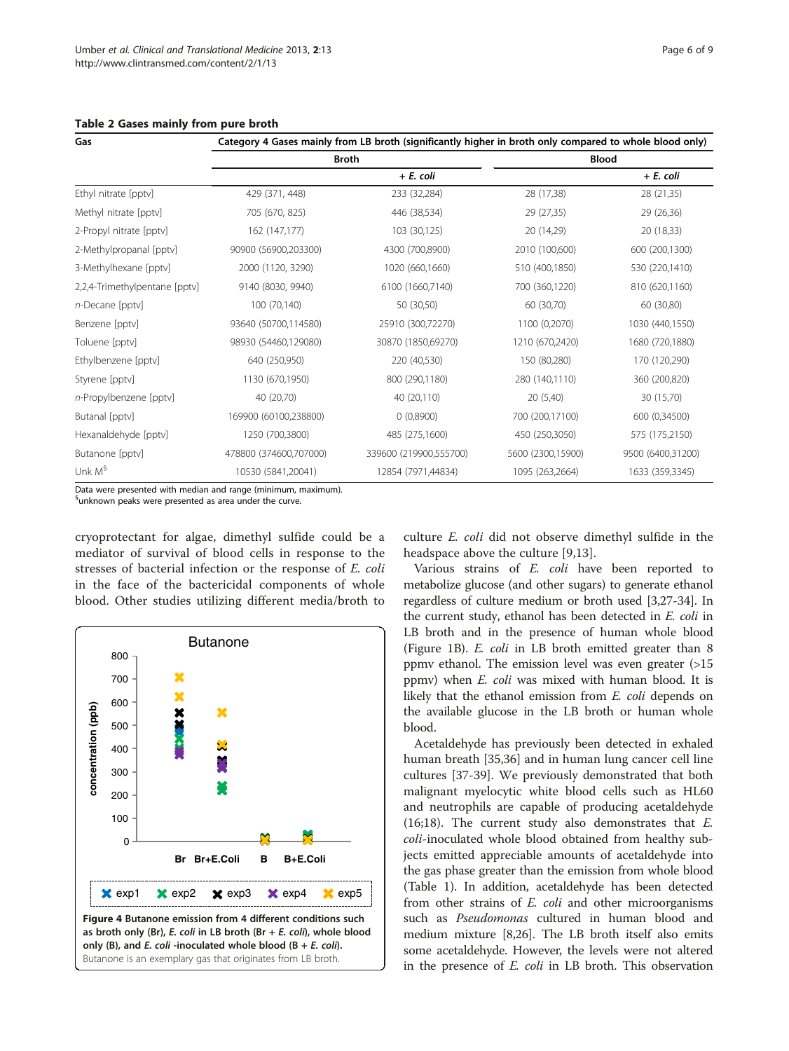**Table 2 Gases mainly from pure broth**

| Gas | Category 4 Gases mainly from LB broth (significantly higher in broth only compared to whole blood only) | | | |
|---|---|---|---|---|
| | Broth | | Blood | |
| | | + *E. coli* | | + *E. coli* |
| Ethyl nitrate [pptv] | 429 (371, 448) | 233 (32,284) | 28 (17,38) | 28 (21,35) |
| Methyl nitrate [pptv] | 705 (670, 825) | 446 (38,534) | 29 (27,35) | 29 (26,36) |
| 2-Propyl nitrate [pptv] | 162 (147,177) | 103 (30,125) | 20 (14,29) | 20 (18,33) |
| 2-Methylpropanal [pptv] | 90900 (56900,203300) | 4300 (700,8900) | 2010 (100,600) | 600 (200,1300) |
| 3-Methylhexane [pptv] | 2000 (1120, 3290) | 1020 (660,1660) | 510 (400,1850) | 530 (220,1410) |
| 2,2,4-Trimethylpentane [pptv] | 9140 (8030, 9940) | 6100 (1660,7140) | 700 (360,1220) | 810 (620,1160) |
| *n*-Decane [pptv] | 100 (70,140) | 50 (30,50) | 60 (30,70) | 60 (30,80) |
| Benzene [pptv] | 93640 (50700,114580) | 25910 (300,72270) | 1100 (0,2070) | 1030 (440,1550) |
| Toluene [pptv] | 98930 (54460,129080) | 30870 (1850,69270) | 1210 (670,2420) | 1680 (720,1880) |
| Ethylbenzene [pptv] | 640 (250,950) | 220 (40,530) | 150 (80,280) | 170 (120,290) |
| Styrene [pptv] | 1130 (670,1950) | 800 (290,1180) | 280 (140,1110) | 360 (200,820) |
| *n*-Propylbenzene [pptv] | 40 (20,70) | 40 (20,110) | 20 (5,40) | 30 (15,70) |
| Butanal [pptv] | 169900 (60100,238800) | 0 (0,8900) | 700 (200,17100) | 600 (0,34500) |
| Hexanaldehyde [pptv] | 1250 (700,3800) | 485 (275,1600) | 450 (250,3050) | 575 (175,2150) |
| Butanone [pptv] | 478800 (374600,707000) | 339600 (219900,555700) | 5600 (2300,15900) | 9500 (6400,31200) |
| Unk M[§] | 10530 (5841,20041) | 12854 (7971,44834) | 1095 (263,2664) | 1633 (359,3345) |

Data were presented with median and range (minimum, maximum).
[§]unknown peaks were presented as area under the curve.

cryoprotectant for algae, dimethyl sulfide could be a mediator of survival of blood cells in response to the stresses of bacterial infection or the response of *E. coli* in the face of the bactericidal components of whole blood. Other studies utilizing different media/broth to culture *E. coli* did not observe dimethyl sulfide in the headspace above the culture [9,13].

**Figure 4 Butanone emission from 4 different conditions such as broth only (Br), *E. coli* in LB broth (Br + *E. coli*), whole blood only (B), and *E. coli* -inoculated whole blood (B + *E. coli*).** Butanone is an exemplary gas that originates from LB broth.

Various strains of *E. coli* have been reported to metabolize glucose (and other sugars) to generate ethanol regardless of culture medium or broth used [3,27-34]. In the current study, ethanol has been detected in *E. coli* in LB broth and in the presence of human whole blood (Figure 1B). *E. coli* in LB broth emitted greater than 8 ppmv ethanol. The emission level was even greater (>15 ppmv) when *E. coli* was mixed with human blood. It is likely that the ethanol emission from *E. coli* depends on the available glucose in the LB broth or human whole blood.

Acetaldehyde has previously been detected in exhaled human breath [35,36] and in human lung cancer cell line cultures [37-39]. We previously demonstrated that both malignant myelocytic white blood cells such as HL60 and neutrophils are capable of producing acetaldehyde (16;18). The current study also demonstrates that *E. coli*-inoculated whole blood obtained from healthy subjects emitted appreciable amounts of acetaldehyde into the gas phase greater than the emission from whole blood (Table 1). In addition, acetaldehyde has been detected from other strains of *E. coli* and other microorganisms such as *Pseudomonas* cultured in human blood and medium mixture [8,26]. The LB broth itself also emits some acetaldehyde. However, the levels were not altered in the presence of *E. coli* in LB broth. This observation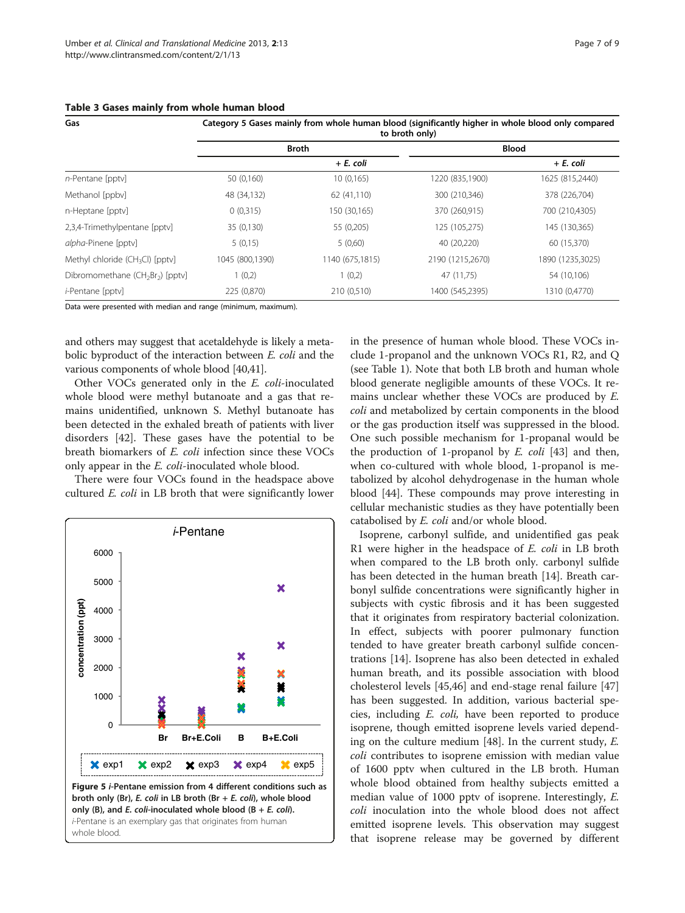**Table 3 Gases mainly from whole human blood**

| Gas | Category 5 Gases mainly from whole human blood (significantly higher in whole blood only compared to broth only) | | | |
|---|---|---|---|---|
| | Broth | | Blood | |
| | | + *E. coli* | | + *E. coli* |
| *n*-Pentane [pptv] | 50 (0,160) | 10 (0,165) | 1220 (835,1900) | 1625 (815,2440) |
| Methanol [ppbv] | 48 (34,132) | 62 (41,110) | 300 (210,346) | 378 (226,704) |
| n-Heptane [pptv] | 0 (0,315) | 150 (30,165) | 370 (260,915) | 700 (210,4305) |
| 2,3,4-Trimethylpentane [pptv] | 35 (0,130) | 55 (0,205) | 125 (105,275) | 145 (130,365) |
| *alpha*-Pinene [pptv] | 5 (0,15) | 5 (0,60) | 40 (20,220) | 60 (15,370) |
| Methyl chloride ($CH_3Cl$) [pptv] | 1045 (800,1390) | 1140 (675,1815) | 2190 (1215,2670) | 1890 (1235,3025) |
| Dibromomethane ($CH_2Br_2$) [pptv] | 1 (0,2) | 1 (0,2) | 47 (11,75) | 54 (10,106) |
| *i*-Pentane [pptv] | 225 (0,870) | 210 (0,510) | 1400 (545,2395) | 1310 (0,4770) |

Data were presented with median and range (minimum, maximum).

and others may suggest that acetaldehyde is likely a metabolic byproduct of the interaction between *E. coli* and the various components of whole blood [40,41].

Other VOCs generated only in the *E. coli*-inoculated whole blood were methyl butanoate and a gas that remains unidentified, unknown S. Methyl butanoate has been detected in the exhaled breath of patients with liver disorders [42]. These gases have the potential to be breath biomarkers of *E. coli* infection since these VOCs only appear in the *E. coli*-inoculated whole blood.

There were four VOCs found in the headspace above cultured *E. coli* in LB broth that were significantly lower in the presence of human whole blood. These VOCs include 1-propanol and the unknown VOCs R1, R2, and Q (see Table 1). Note that both LB broth and human whole blood generate negligible amounts of these VOCs. It remains unclear whether these VOCs are produced by *E. coli* and metabolized by certain components in the blood or the gas production itself was suppressed in the blood. One such possible mechanism for 1-propanal would be the production of 1-propanol by *E. coli* [43] and then, when co-cultured with whole blood, 1-propanol is metabolized by alcohol dehydrogenase in the human whole blood [44]. These compounds may prove interesting in cellular mechanistic studies as they have potentially been catabolised by *E. coli* and/or whole blood.

Isoprene, carbonyl sulfide, and unidentified gas peak R1 were higher in the headspace of *E. coli* in LB broth when compared to the LB broth only. carbonyl sulfide has been detected in the human breath [14]. Breath carbonyl sulfide concentrations were significantly higher in subjects with cystic fibrosis and it has been suggested that it originates from respiratory bacterial colonization. In effect, subjects with poorer pulmonary function tended to have greater breath carbonyl sulfide concentrations [14]. Isoprene has also been detected in exhaled human breath, and its possible association with blood cholesterol levels [45,46] and end-stage renal failure [47] has been suggested. In addition, various bacterial species, including *E. coli,* have been reported to produce isoprene, though emitted isoprene levels varied depending on the culture medium [48]. In the current study, *E. coli* contributes to isoprene emission with median value of 1600 pptv when cultured in the LB broth. Human whole blood obtained from healthy subjects emitted a median value of 1000 pptv of isoprene. Interestingly, *E. coli* inoculation into the whole blood does not affect emitted isoprene levels. This observation may suggest that isoprene release may be governed by different

**Figure 5** *i***-Pentane emission from 4 different conditions such as broth only (Br),** ***E. coli*** **in LB broth (Br +** ***E. coli*****), whole blood only (B), and** ***E. coli*****-inoculated whole blood (B +** ***E. coli*****).** *i*-Pentane is an exemplary gas that originates from human whole blood.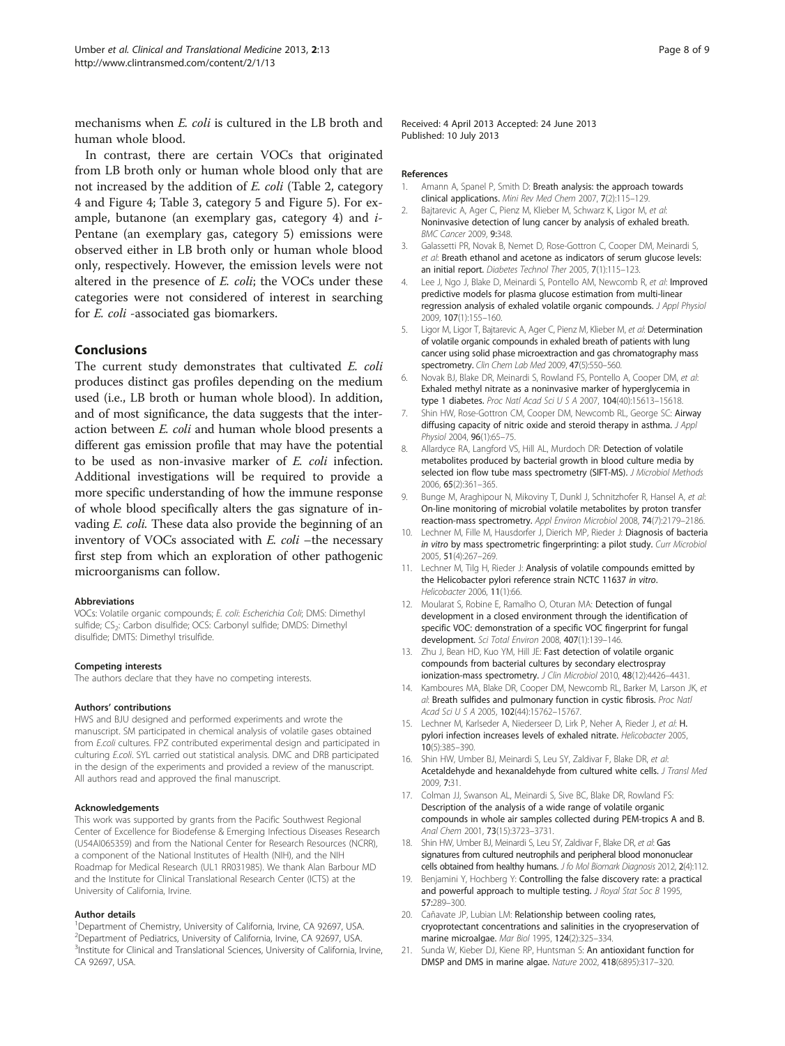mechanisms when *E. coli* is cultured in the LB broth and human whole blood.

In contrast, there are certain VOCs that originated from LB broth only or human whole blood only that are not increased by the addition of *E. coli* (Table 2, category 4 and Figure 4; Table 3, category 5 and Figure 5). For example, butanone (an exemplary gas, category 4) and *i*-Pentane (an exemplary gas, category 5) emissions were observed either in LB broth only or human whole blood only, respectively. However, the emission levels were not altered in the presence of *E. coli*; the VOCs under these categories were not considered of interest in searching for *E. coli* -associated gas biomarkers.

## Conclusions

The current study demonstrates that cultivated *E. coli* produces distinct gas profiles depending on the medium used (i.e., LB broth or human whole blood). In addition, and of most significance, the data suggests that the interaction between *E. coli* and human whole blood presents a different gas emission profile that may have the potential to be used as non-invasive marker of *E. coli* infection. Additional investigations will be required to provide a more specific understanding of how the immune response of whole blood specifically alters the gas signature of invading *E. coli.* These data also provide the beginning of an inventory of VOCs associated with *E. coli* –the necessary first step from which an exploration of other pathogenic microorganisms can follow.

#### Abbreviations

VOCs: Volatile organic compounds; *E. coli*: *Escherichia Coli*; DMS: Dimethyl sulfide; $CS_2$: Carbon disulfide; OCS: Carbonyl sulfide; DMDS: Dimethyl disulfide; DMTS: Dimethyl trisulfide.

#### Competing interests

The authors declare that they have no competing interests.

#### Authors' contributions

HWS and BJU designed and performed experiments and wrote the manuscript. SM participated in chemical analysis of volatile gases obtained from *E.coli* cultures. FPZ contributed experimental design and participated in culturing *E.coli*. SYL carried out statistical analysis. DMC and DRB participated in the design of the experiments and provided a review of the manuscript. All authors read and approved the final manuscript.

#### Acknowledgements

This work was supported by grants from the Pacific Southwest Regional Center of Excellence for Biodefense & Emerging Infectious Diseases Research (U54AI065359) and from the National Center for Research Resources (NCRR), a component of the National Institutes of Health (NIH), and the NIH Roadmap for Medical Research (UL1 RR031985). We thank Alan Barbour MD and the Institute for Clinical Translational Research Center (ICTS) at the University of California, Irvine.

#### Author details

[1]Department of Chemistry, University of California, Irvine, CA 92697, USA. [2]Department of Pediatrics, University of California, Irvine, CA 92697, USA. [3]Institute for Clinical and Translational Sciences, University of California, Irvine, CA 92697, USA.

Received: 4 April 2013 Accepted: 24 June 2013
Published: 10 July 2013

#### References

1. Amann A, Spanel P, Smith D: **Breath analysis: the approach towards clinical applications.** *Mini Rev Med Chem* 2007, **7**(2):115–129.
2. Bajtarevic A, Ager C, Pienz M, Klieber M, Schwarz K, Ligor M, *et al*: **Noninvasive detection of lung cancer by analysis of exhaled breath.** *BMC Cancer* 2009, **9**:348.
3. Galassetti PR, Novak B, Nemet D, Rose-Gottron C, Cooper DM, Meinardi S, *et al*: **Breath ethanol and acetone as indicators of serum glucose levels: an initial report.** *Diabetes Technol Ther* 2005, **7**(1):115–123.
4. Lee J, Ngo J, Blake D, Meinardi S, Pontello AM, Newcomb R, *et al*: **Improved predictive models for plasma glucose estimation from multi-linear regression analysis of exhaled volatile organic compounds.** *J Appl Physiol* 2009, **107**(1):155–160.
5. Ligor M, Ligor T, Bajtarevic A, Ager C, Pienz M, Klieber M, *et al*: **Determination of volatile organic compounds in exhaled breath of patients with lung cancer using solid phase microextraction and gas chromatography mass spectrometry.** *Clin Chem Lab Med* 2009, **47**(5):550–560.
6. Novak BJ, Blake DR, Meinardi S, Rowland FS, Pontello A, Cooper DM, *et al*: **Exhaled methyl nitrate as a noninvasive marker of hyperglycemia in type 1 diabetes.** *Proc Natl Acad Sci U S A* 2007, **104**(40):15613–15618.
7. Shin HW, Rose-Gottron CM, Cooper DM, Newcomb RL, George SC: **Airway diffusing capacity of nitric oxide and steroid therapy in asthma.** *J Appl Physiol* 2004, **96**(1):65–75.
8. Allardyce RA, Langford VS, Hill AL, Murdoch DR: **Detection of volatile metabolites produced by bacterial growth in blood culture media by selected ion flow tube mass spectrometry (SIFT-MS).** *J Microbiol Methods* 2006, **65**(2):361–365.
9. Bunge M, Araghipour N, Mikoviny T, Dunkl J, Schnitzhofer R, Hansel A, *et al*: **On-line monitoring of microbial volatile metabolites by proton transfer reaction-mass spectrometry.** *Appl Environ Microbiol* 2008, **74**(7):2179–2186.
10. Lechner M, Fille M, Hausdorfer J, Dierich MP, Rieder J: **Diagnosis of bacteria *in vitro* by mass spectrometric fingerprinting: a pilot study.** *Curr Microbiol* 2005, **51**(4):267–269.
11. Lechner M, Tilg H, Rieder J: **Analysis of volatile compounds emitted by the Helicobacter pylori reference strain NCTC 11637 *in vitro*.** *Helicobacter* 2006, **11**(1):66.
12. Moularat S, Robine E, Ramalho O, Oturan MA: **Detection of fungal development in a closed environment through the identification of specific VOC: demonstration of a specific VOC fingerprint for fungal development.** *Sci Total Environ* 2008, **407**(1):139–146.
13. Zhu J, Bean HD, Kuo YM, Hill JE: **Fast detection of volatile organic compounds from bacterial cultures by secondary electrospray ionization-mass spectrometry.** *J Clin Microbiol* 2010, **48**(12):4426–4431.
14. Kamboures MA, Blake DR, Cooper DM, Newcomb RL, Barker M, Larson JK, *et al*: **Breath sulfides and pulmonary function in cystic fibrosis.** *Proc Natl Acad Sci U S A* 2005, **102**(44):15762–15767.
15. Lechner M, Karlseder A, Niederseer D, Lirk P, Neher A, Rieder J, *et al*: **H. pylori infection increases levels of exhaled nitrate.** *Helicobacter* 2005, **10**(5):385–390.
16. Shin HW, Umber BJ, Meinardi S, Leu SY, Zaldivar F, Blake DR, *et al*: **Acetaldehyde and hexanaldehyde from cultured white cells.** *J Transl Med* 2009, **7**:31.
17. Colman JJ, Swanson AL, Meinardi S, Sive BC, Blake DR, Rowland FS: **Description of the analysis of a wide range of volatile organic compounds in whole air samples collected during PEM-tropics A and B.** *Anal Chem* 2001, **73**(15):3723–3731.
18. Shin HW, Umber BJ, Meinardi S, Leu SY, Zaldivar F, Blake DR, *et al*: **Gas signatures from cultured neutrophils and peripheral blood mononuclear cells obtained from healthy humans.** *J fo Mol Biomark Diagnosis* 2012, **2**(4):112.
19. Benjamini Y, Hochberg Y: **Controlling the false discovery rate: a practical and powerful approach to multiple testing.** *J Royal Stat Soc B* 1995, **57**:289–300.
20. Cañavate JP, Lubian LM: **Relationship between cooling rates, cryoprotectant concentrations and salinities in the cryopreservation of marine microalgae.** *Mar Biol* 1995, **124**(2):325–334.
21. Sunda W, Kieber DJ, Kiene RP, Huntsman S: **An antioxidant function for DMSP and DMS in marine algae.** *Nature* 2002, **418**(6895):317–320.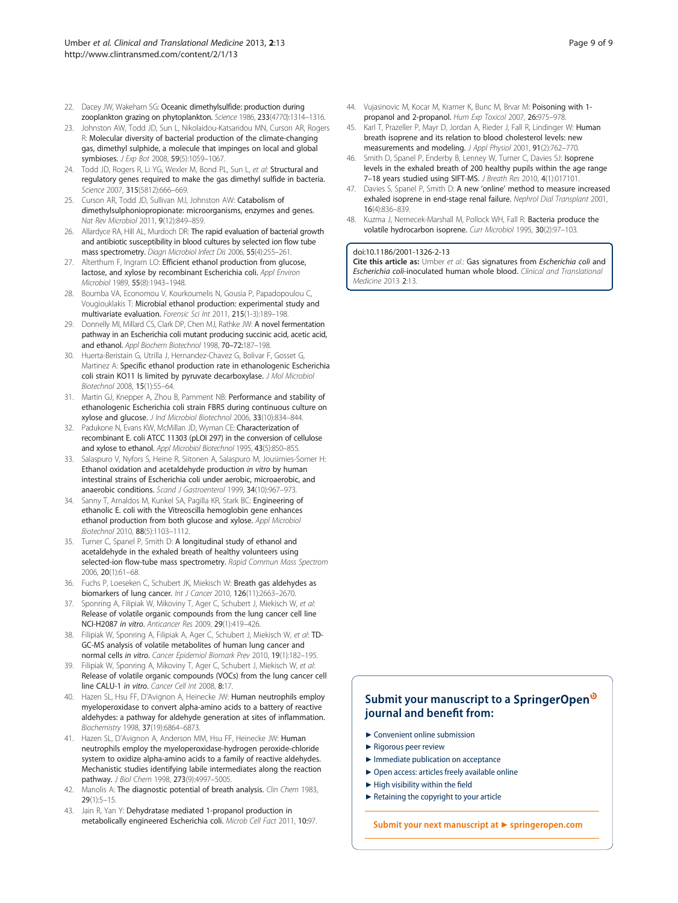22. Dacey JW, Wakeham SG: Oceanic dimethylsulfide: production during zooplankton grazing on phytoplankton. *Science* 1986, **233**(4770):1314–1316.
23. Johnston AW, Todd JD, Sun L, Nikolaidou-Katsaridou MN, Curson AR, Rogers R: Molecular diversity of bacterial production of the climate-changing gas, dimethyl sulphide, a molecule that impinges on local and global symbioses. *J Exp Bot* 2008, **59**(5):1059–1067.
24. Todd JD, Rogers R, Li YG, Wexler M, Bond PL, Sun L, *et al*: Structural and regulatory genes required to make the gas dimethyl sulfide in bacteria. *Science* 2007, **315**(5812):666–669.
25. Curson AR, Todd JD, Sullivan MJ, Johnston AW: Catabolism of dimethylsulphoniopropionate: microorganisms, enzymes and genes. *Nat Rev Microbiol* 2011, **9**(12):849–859.
26. Allardyce RA, Hill AL, Murdoch DR: The rapid evaluation of bacterial growth and antibiotic susceptibility in blood cultures by selected ion flow tube mass spectrometry. *Diagn Microbiol Infect Dis* 2006, **55**(4):255–261.
27. Alterthum F, Ingram LO: Efficient ethanol production from glucose, lactose, and xylose by recombinant Escherichia coli. *Appl Environ Microbiol* 1989, **55**(8):1943–1948.
28. Boumba VA, Economou V, Kourkoumelis N, Gousia P, Papadopoulou C, Vougiouklakis T: Microbial ethanol production: experimental study and multivariate evaluation. *Forensic Sci Int* 2011, **215**(1-3):189–198.
29. Donnelly MI, Millard CS, Clark DP, Chen MJ, Rathke JW: A novel fermentation pathway in an Escherichia coli mutant producing succinic acid, acetic acid, and ethanol. *Appl Biochem Biotechnol* 1998, **70–72**:187–198.
30. Huerta-Beristain G, Utrilla J, Hernandez-Chavez G, Bolivar F, Gosset G, Martinez A: Specific ethanol production rate in ethanologenic Escherichia coli strain KO11 Is limited by pyruvate decarboxylase. *J Mol Microbiol Biotechnol* 2008, **15**(1):55–64.
31. Martin GJ, Knepper A, Zhou B, Pamment NB: Performance and stability of ethanologenic Escherichia coli strain FBR5 during continuous culture on xylose and glucose. *J Ind Microbiol Biotechnol* 2006, **33**(10):834–844.
32. Padukone N, Evans KW, McMillan JD, Wyman CE: Characterization of recombinant E. coli ATCC 11303 (pLOI 297) in the conversion of cellulose and xylose to ethanol. *Appl Microbiol Biotechnol* 1995, **43**(5):850–855.
33. Salaspuro V, Nyfors S, Heine R, Siitonen A, Salaspuro M, Jousimies-Somer H: Ethanol oxidation and acetaldehyde production *in vitro* by human intestinal strains of Escherichia coli under aerobic, microaerobic, and anaerobic conditions. *Scand J Gastroenterol* 1999, **34**(10):967–973.
34. Sanny T, Arnaldos M, Kunkel SA, Pagilla KR, Stark BC: Engineering of ethanolic E. coli with the Vitreoscilla hemoglobin gene enhances ethanol production from both glucose and xylose. *Appl Microbiol Biotechnol* 2010, **88**(5):1103–1112.
35. Turner C, Spanel P, Smith D: A longitudinal study of ethanol and acetaldehyde in the exhaled breath of healthy volunteers using selected-ion flow-tube mass spectrometry. *Rapid Commun Mass Spectrom* 2006, **20**(1):61–68.
36. Fuchs P, Loeseken C, Schubert JK, Miekisch W: Breath gas aldehydes as biomarkers of lung cancer. *Int J Cancer* 2010, **126**(11):2663–2670.
37. Sponring A, Filipiak W, Mikoviny T, Ager C, Schubert J, Miekisch W, *et al*: Release of volatile organic compounds from the lung cancer cell line NCI-H2087 *in vitro*. *Anticancer Res* 2009, **29**(1):419–426.
38. Filipiak W, Sponring A, Filipiak A, Ager C, Schubert J, Miekisch W, *et al*: TD-GC-MS analysis of volatile metabolites of human lung cancer and normal cells *in vitro*. *Cancer Epidemiol Biomark Prev* 2010, **19**(1):182–195.
39. Filipiak W, Sponring A, Mikoviny T, Ager C, Schubert J, Miekisch W, *et al*: Release of volatile organic compounds (VOCs) from the lung cancer cell line CALU-1 *in vitro*. *Cancer Cell Int* 2008, **8**:17.
40. Hazen SL, Hsu FF, D'Avignon A, Heinecke JW: Human neutrophils employ myeloperoxidase to convert alpha-amino acids to a battery of reactive aldehydes: a pathway for aldehyde generation at sites of inflammation. *Biochemistry* 1998, **37**(19):6864–6873.
41. Hazen SL, D'Avignon A, Anderson MM, Hsu FF, Heinecke JW: Human neutrophils employ the myeloperoxidase-hydrogen peroxide-chloride system to oxidize alpha-amino acids to a family of reactive aldehydes. Mechanistic studies identifying labile intermediates along the reaction pathway. *J Biol Chem* 1998, **273**(9):4997–5005.
42. Manolis A: The diagnostic potential of breath analysis. *Clin Chem* 1983, **29**(1):5–15.
43. Jain R, Yan Y: Dehydratase mediated 1-propanol production in metabolically engineered Escherichia coli. *Microb Cell Fact* 2011, **10**:97.
44. Vujasinovic M, Kocar M, Kramer K, Bunc M, Brvar M: Poisoning with 1-propanol and 2-propanol. *Hum Exp Toxicol* 2007, **26**:975–978.
45. Karl T, Prazeller P, Mayr D, Jordan A, Rieder J, Fall R, Lindinger W: Human breath isoprene and its relation to blood cholesterol levels: new measurements and modeling. *J Appl Physiol* 2001, **91**(2):762–770.
46. Smith D, Spanel P, Enderby B, Lenney W, Turner C, Davies SJ: Isoprene levels in the exhaled breath of 200 healthy pupils within the age range 7–18 years studied using SIFT-MS. *J Breath Res* 2010, **4**(1):017101.
47. Davies S, Spanel P, Smith D: A new 'online' method to measure increased exhaled isoprene in end-stage renal failure. *Nephrol Dial Transplant* 2001, **16**(4):836–839.
48. Kuzma J, Nemecek-Marshall M, Pollock WH, Fall R: Bacteria produce the volatile hydrocarbon isoprene. *Curr Microbiol* 1995, **30**(2):97–103.

doi:10.1186/2001-1326-2-13

**Cite this article as:** Umber *et al.*: Gas signatures from *Escherichia coli* and *Escherichia coli*-inoculated human whole blood. *Clinical and Translational Medicine* 2013 **2**:13.

**Submit your manuscript to a SpringerOpen journal and benefit from:**

- Convenient online submission
- Rigorous peer review
- Immediate publication on acceptance
- Open access: articles freely available online
- High visibility within the field
- Retaining the copyright to your article

**Submit your next manuscript at ► springeropen.com**